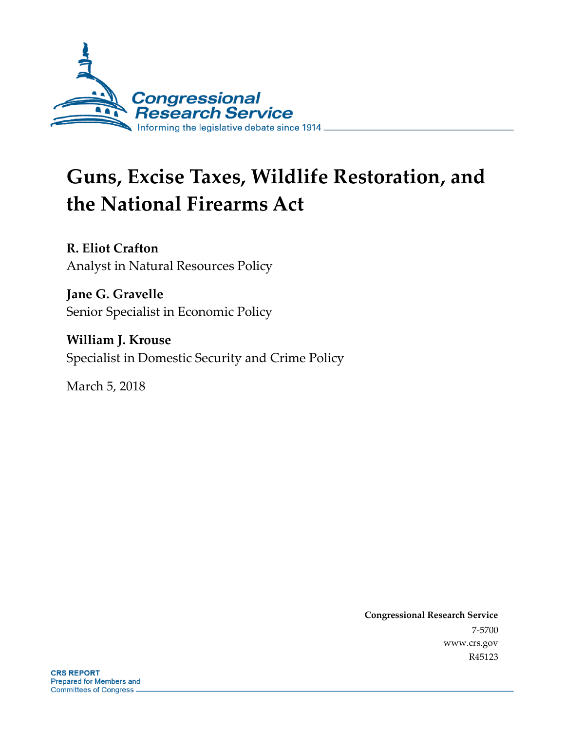Congressional Research Service
Informing the legislative debate since 1914

# Guns, Excise Taxes, Wildlife Restoration, and the National Firearms Act

**R. Eliot Crafton**
Analyst in Natural Resources Policy

**Jane G. Gravelle**
Senior Specialist in Economic Policy

**William J. Krouse**
Specialist in Domestic Security and Crime Policy

March 5, 2018

**Congressional Research Service**
7-5700
www.crs.gov
R45123

**CRS REPORT**
Prepared for Members and
Committees of Congress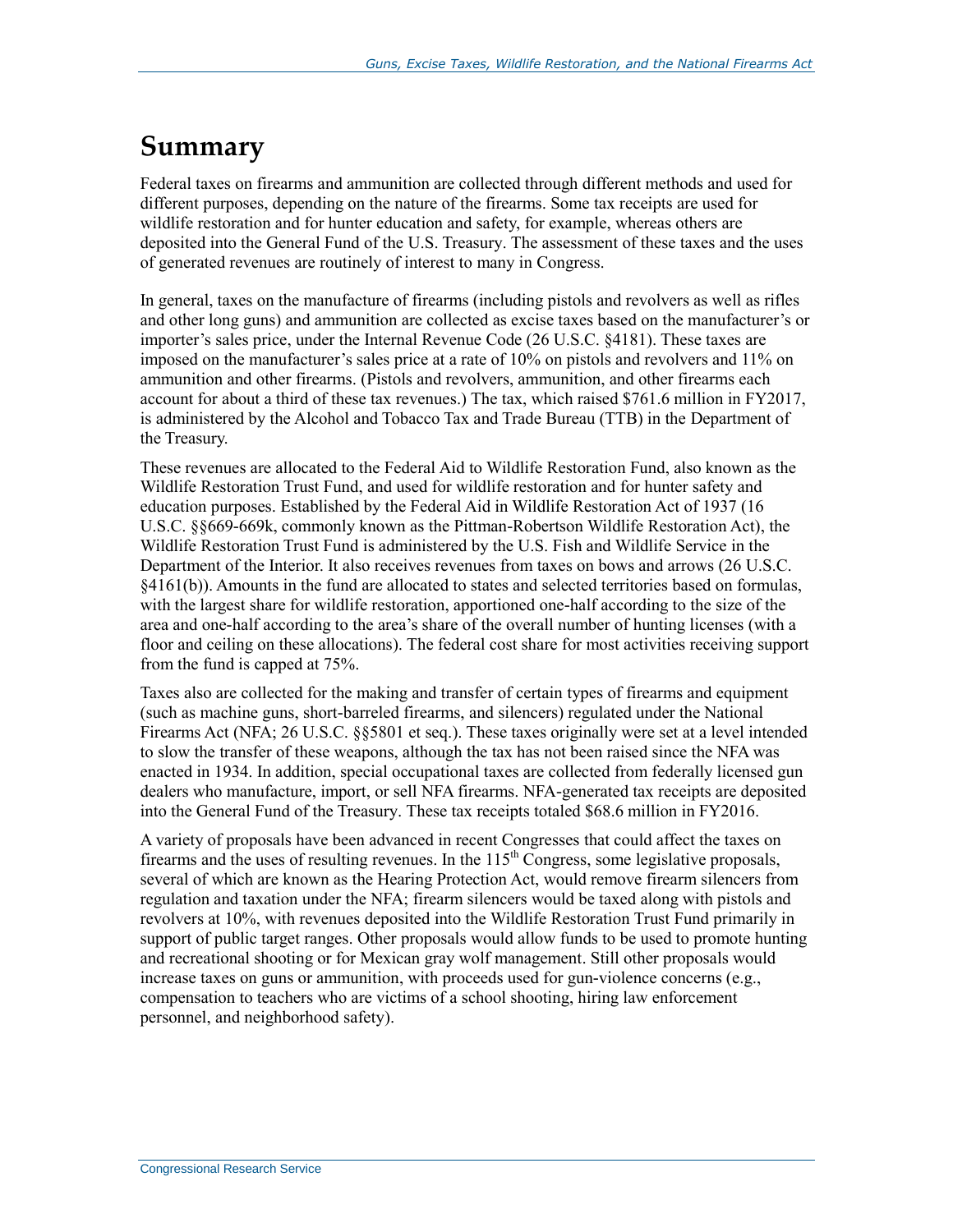# Summary

Federal taxes on firearms and ammunition are collected through different methods and used for different purposes, depending on the nature of the firearms. Some tax receipts are used for wildlife restoration and for hunter education and safety, for example, whereas others are deposited into the General Fund of the U.S. Treasury. The assessment of these taxes and the uses of generated revenues are routinely of interest to many in Congress.

In general, taxes on the manufacture of firearms (including pistols and revolvers as well as rifles and other long guns) and ammunition are collected as excise taxes based on the manufacturer's or importer's sales price, under the Internal Revenue Code (26 U.S.C. §4181). These taxes are imposed on the manufacturer's sales price at a rate of 10% on pistols and revolvers and 11% on ammunition and other firearms. (Pistols and revolvers, ammunition, and other firearms each account for about a third of these tax revenues.) The tax, which raised $761.6 million in FY2017, is administered by the Alcohol and Tobacco Tax and Trade Bureau (TTB) in the Department of the Treasury.

These revenues are allocated to the Federal Aid to Wildlife Restoration Fund, also known as the Wildlife Restoration Trust Fund, and used for wildlife restoration and for hunter safety and education purposes. Established by the Federal Aid in Wildlife Restoration Act of 1937 (16 U.S.C. §§669-669k, commonly known as the Pittman-Robertson Wildlife Restoration Act), the Wildlife Restoration Trust Fund is administered by the U.S. Fish and Wildlife Service in the Department of the Interior. It also receives revenues from taxes on bows and arrows (26 U.S.C. §4161(b)). Amounts in the fund are allocated to states and selected territories based on formulas, with the largest share for wildlife restoration, apportioned one-half according to the size of the area and one-half according to the area's share of the overall number of hunting licenses (with a floor and ceiling on these allocations). The federal cost share for most activities receiving support from the fund is capped at 75%.

Taxes also are collected for the making and transfer of certain types of firearms and equipment (such as machine guns, short-barreled firearms, and silencers) regulated under the National Firearms Act (NFA; 26 U.S.C. §§5801 et seq.). These taxes originally were set at a level intended to slow the transfer of these weapons, although the tax has not been raised since the NFA was enacted in 1934. In addition, special occupational taxes are collected from federally licensed gun dealers who manufacture, import, or sell NFA firearms. NFA-generated tax receipts are deposited into the General Fund of the Treasury. These tax receipts totaled $68.6 million in FY2016.

A variety of proposals have been advanced in recent Congresses that could affect the taxes on firearms and the uses of resulting revenues. In the 115th Congress, some legislative proposals, several of which are known as the Hearing Protection Act, would remove firearm silencers from regulation and taxation under the NFA; firearm silencers would be taxed along with pistols and revolvers at 10%, with revenues deposited into the Wildlife Restoration Trust Fund primarily in support of public target ranges. Other proposals would allow funds to be used to promote hunting and recreational shooting or for Mexican gray wolf management. Still other proposals would increase taxes on guns or ammunition, with proceeds used for gun-violence concerns (e.g., compensation to teachers who are victims of a school shooting, hiring law enforcement personnel, and neighborhood safety).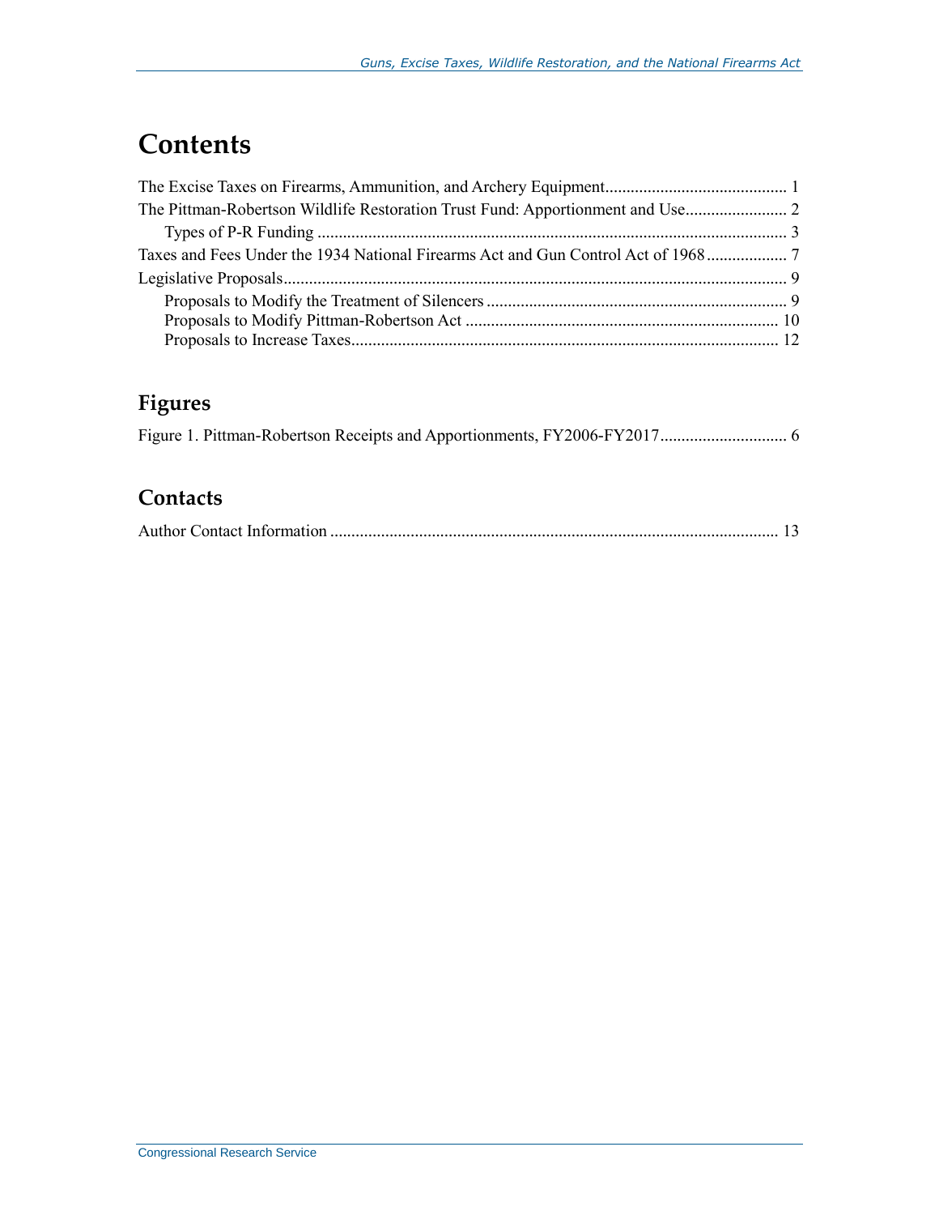# Contents

The Excise Taxes on Firearms, Ammunition, and Archery Equipment .......................................... 1
The Pittman-Robertson Wildlife Restoration Trust Fund: Apportionment and Use ........................ 2
    Types of P-R Funding ............................................................................................................. 3
Taxes and Fees Under the 1934 National Firearms Act and Gun Control Act of 1968 .................. 7
Legislative Proposals ...................................................................................................................... 9
    Proposals to Modify the Treatment of Silencers ..................................................................... 9
    Proposals to Modify Pittman-Robertson Act ......................................................................... 10
    Proposals to Increase Taxes ................................................................................................... 12

## Figures

Figure 1. Pittman-Robertson Receipts and Apportionments, FY2006-FY2017 ............................. 6

## Contacts

Author Contact Information ......................................................................................................... 13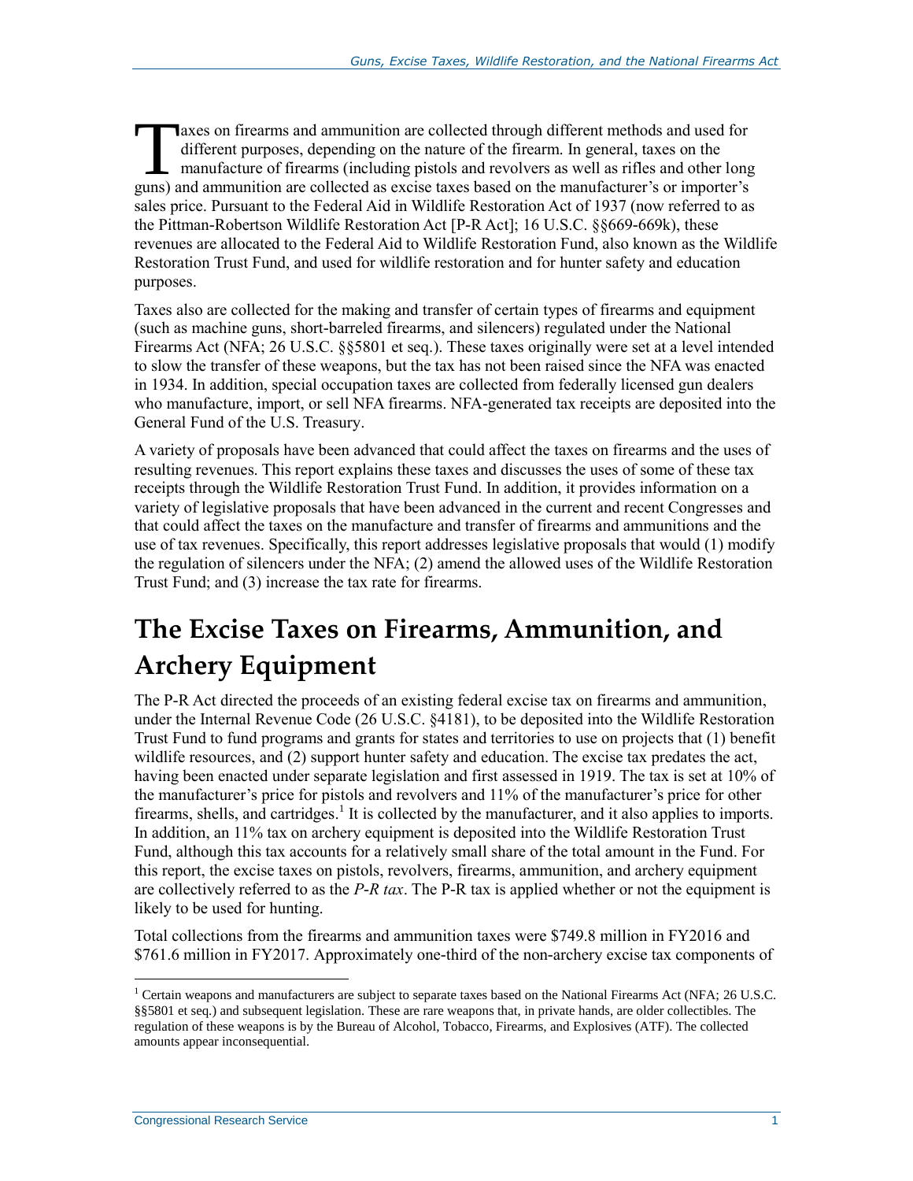Taxes on firearms and ammunition are collected through different methods and used for different purposes, depending on the nature of the firearm. In general, taxes on the manufacture of firearms (including pistols and revolvers as well as rifles and other long guns) and ammunition are collected as excise taxes based on the manufacturer's or importer's sales price. Pursuant to the Federal Aid in Wildlife Restoration Act of 1937 (now referred to as the Pittman-Robertson Wildlife Restoration Act [P-R Act]; 16 U.S.C. §§669-669k), these revenues are allocated to the Federal Aid to Wildlife Restoration Fund, also known as the Wildlife Restoration Trust Fund, and used for wildlife restoration and for hunter safety and education purposes.

Taxes also are collected for the making and transfer of certain types of firearms and equipment (such as machine guns, short-barreled firearms, and silencers) regulated under the National Firearms Act (NFA; 26 U.S.C. §§5801 et seq.). These taxes originally were set at a level intended to slow the transfer of these weapons, but the tax has not been raised since the NFA was enacted in 1934. In addition, special occupation taxes are collected from federally licensed gun dealers who manufacture, import, or sell NFA firearms. NFA-generated tax receipts are deposited into the General Fund of the U.S. Treasury.

A variety of proposals have been advanced that could affect the taxes on firearms and the uses of resulting revenues. This report explains these taxes and discusses the uses of some of these tax receipts through the Wildlife Restoration Trust Fund. In addition, it provides information on a variety of legislative proposals that have been advanced in the current and recent Congresses and that could affect the taxes on the manufacture and transfer of firearms and ammunitions and the use of tax revenues. Specifically, this report addresses legislative proposals that would (1) modify the regulation of silencers under the NFA; (2) amend the allowed uses of the Wildlife Restoration Trust Fund; and (3) increase the tax rate for firearms.

# The Excise Taxes on Firearms, Ammunition, and Archery Equipment

The P-R Act directed the proceeds of an existing federal excise tax on firearms and ammunition, under the Internal Revenue Code (26 U.S.C. §4181), to be deposited into the Wildlife Restoration Trust Fund to fund programs and grants for states and territories to use on projects that (1) benefit wildlife resources, and (2) support hunter safety and education. The excise tax predates the act, having been enacted under separate legislation and first assessed in 1919. The tax is set at 10% of the manufacturer's price for pistols and revolvers and 11% of the manufacturer's price for other firearms, shells, and cartridges.[1] It is collected by the manufacturer, and it also applies to imports. In addition, an 11% tax on archery equipment is deposited into the Wildlife Restoration Trust Fund, although this tax accounts for a relatively small share of the total amount in the Fund. For this report, the excise taxes on pistols, revolvers, firearms, ammunition, and archery equipment are collectively referred to as the *P-R tax*. The P-R tax is applied whether or not the equipment is likely to be used for hunting.

Total collections from the firearms and ammunition taxes were $749.8 million in FY2016 and $761.6 million in FY2017. Approximately one-third of the non-archery excise tax components of

[1] Certain weapons and manufacturers are subject to separate taxes based on the National Firearms Act (NFA; 26 U.S.C. §§5801 et seq.) and subsequent legislation. These are rare weapons that, in private hands, are older collectibles. The regulation of these weapons is by the Bureau of Alcohol, Tobacco, Firearms, and Explosives (ATF). The collected amounts appear inconsequential.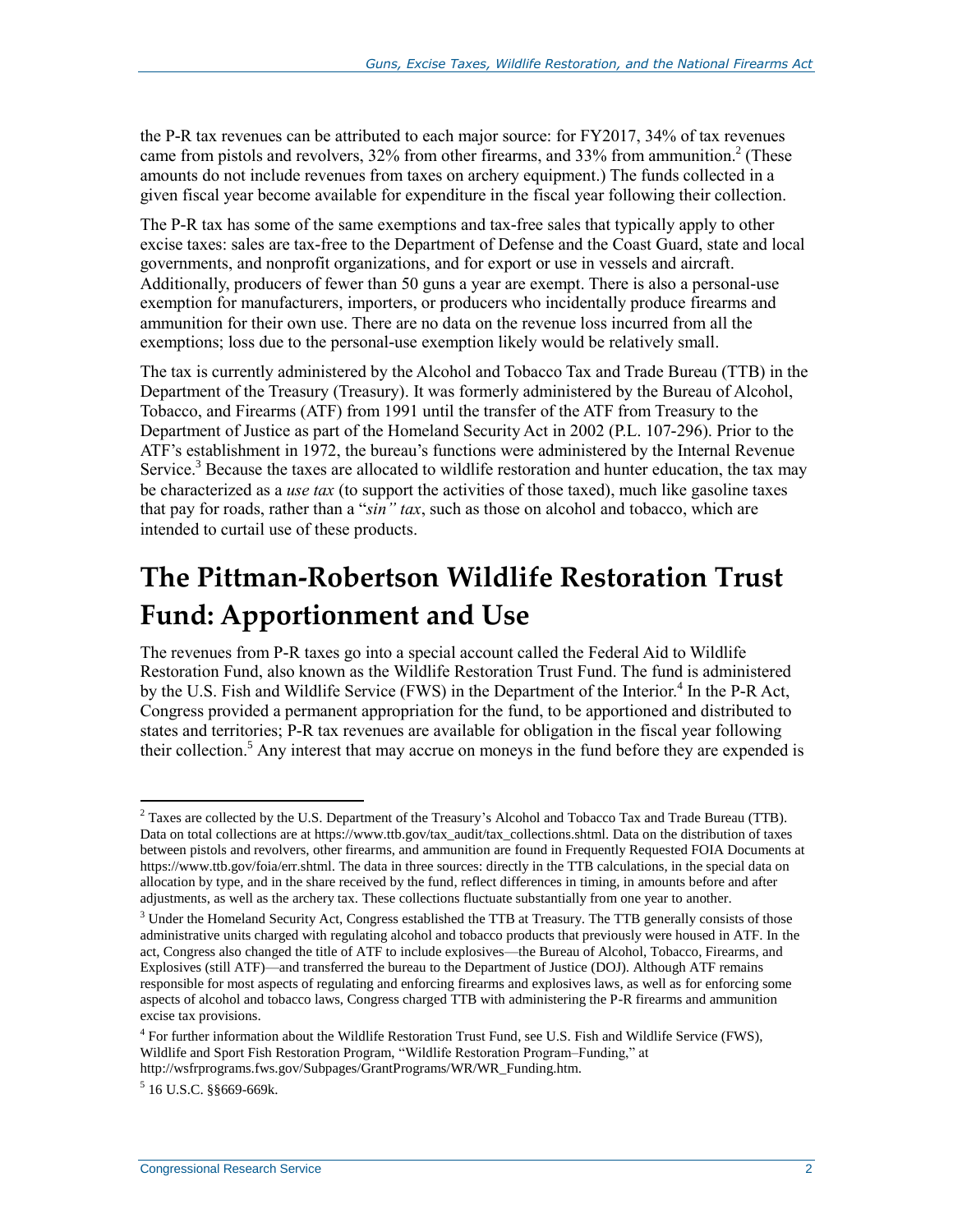the P-R tax revenues can be attributed to each major source: for FY2017, 34% of tax revenues came from pistols and revolvers, 32% from other firearms, and 33% from ammunition.[2] (These amounts do not include revenues from taxes on archery equipment.) The funds collected in a given fiscal year become available for expenditure in the fiscal year following their collection.

The P-R tax has some of the same exemptions and tax-free sales that typically apply to other excise taxes: sales are tax-free to the Department of Defense and the Coast Guard, state and local governments, and nonprofit organizations, and for export or use in vessels and aircraft. Additionally, producers of fewer than 50 guns a year are exempt. There is also a personal-use exemption for manufacturers, importers, or producers who incidentally produce firearms and ammunition for their own use. There are no data on the revenue loss incurred from all the exemptions; loss due to the personal-use exemption likely would be relatively small.

The tax is currently administered by the Alcohol and Tobacco Tax and Trade Bureau (TTB) in the Department of the Treasury (Treasury). It was formerly administered by the Bureau of Alcohol, Tobacco, and Firearms (ATF) from 1991 until the transfer of the ATF from Treasury to the Department of Justice as part of the Homeland Security Act in 2002 (P.L. 107-296). Prior to the ATF's establishment in 1972, the bureau's functions were administered by the Internal Revenue Service.[3] Because the taxes are allocated to wildlife restoration and hunter education, the tax may be characterized as a *use tax* (to support the activities of those taxed), much like gasoline taxes that pay for roads, rather than a "*sin" tax*, such as those on alcohol and tobacco, which are intended to curtail use of these products.

# The Pittman-Robertson Wildlife Restoration Trust Fund: Apportionment and Use

The revenues from P-R taxes go into a special account called the Federal Aid to Wildlife Restoration Fund, also known as the Wildlife Restoration Trust Fund. The fund is administered by the U.S. Fish and Wildlife Service (FWS) in the Department of the Interior.[4] In the P-R Act, Congress provided a permanent appropriation for the fund, to be apportioned and distributed to states and territories; P-R tax revenues are available for obligation in the fiscal year following their collection.[5] Any interest that may accrue on moneys in the fund before they are expended is

---

[2] Taxes are collected by the U.S. Department of the Treasury's Alcohol and Tobacco Tax and Trade Bureau (TTB). Data on total collections are at https://www.ttb.gov/tax_audit/tax_collections.shtml. Data on the distribution of taxes between pistols and revolvers, other firearms, and ammunition are found in Frequently Requested FOIA Documents at https://www.ttb.gov/foia/err.shtml. The data in three sources: directly in the TTB calculations, in the special data on allocation by type, and in the share received by the fund, reflect differences in timing, in amounts before and after adjustments, as well as the archery tax. These collections fluctuate substantially from one year to another.

[3] Under the Homeland Security Act, Congress established the TTB at Treasury. The TTB generally consists of those administrative units charged with regulating alcohol and tobacco products that previously were housed in ATF. In the act, Congress also changed the title of ATF to include explosives—the Bureau of Alcohol, Tobacco, Firearms, and Explosives (still ATF)—and transferred the bureau to the Department of Justice (DOJ). Although ATF remains responsible for most aspects of regulating and enforcing firearms and explosives laws, as well as for enforcing some aspects of alcohol and tobacco laws, Congress charged TTB with administering the P-R firearms and ammunition excise tax provisions.

[4] For further information about the Wildlife Restoration Trust Fund, see U.S. Fish and Wildlife Service (FWS), Wildlife and Sport Fish Restoration Program, "Wildlife Restoration Program–Funding," at http://wsfrprograms.fws.gov/Subpages/GrantPrograms/WR/WR_Funding.htm.

[5] 16 U.S.C. §§669-669k.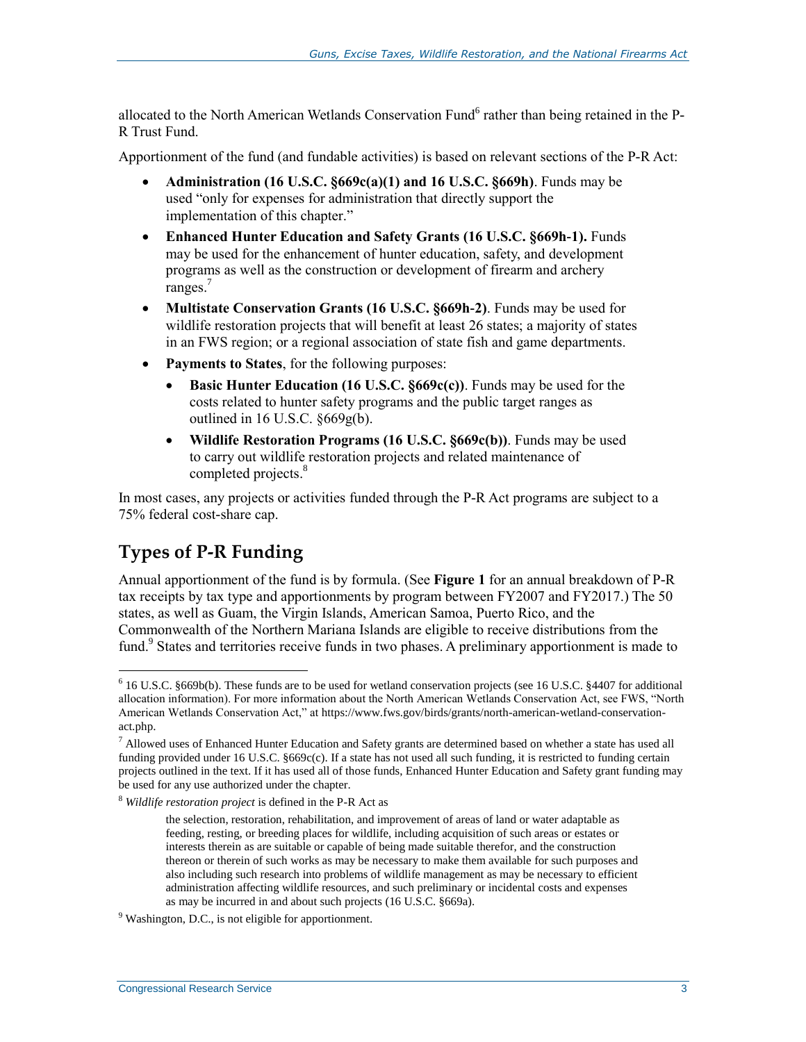allocated to the North American Wetlands Conservation Fund[6] rather than being retained in the P-R Trust Fund.

Apportionment of the fund (and fundable activities) is based on relevant sections of the P-R Act:

- **Administration (16 U.S.C. §669c(a)(1) and 16 U.S.C. §669h)**. Funds may be used "only for expenses for administration that directly support the implementation of this chapter."
- **Enhanced Hunter Education and Safety Grants (16 U.S.C. §669h-1).** Funds may be used for the enhancement of hunter education, safety, and development programs as well as the construction or development of firearm and archery ranges.[7]
- **Multistate Conservation Grants (16 U.S.C. §669h-2)**. Funds may be used for wildlife restoration projects that will benefit at least 26 states; a majority of states in an FWS region; or a regional association of state fish and game departments.
- **Payments to States**, for the following purposes:
    - **Basic Hunter Education (16 U.S.C. §669c(c))**. Funds may be used for the costs related to hunter safety programs and the public target ranges as outlined in 16 U.S.C. §669g(b).
    - **Wildlife Restoration Programs (16 U.S.C. §669c(b))**. Funds may be used to carry out wildlife restoration projects and related maintenance of completed projects.[8]

In most cases, any projects or activities funded through the P-R Act programs are subject to a 75% federal cost-share cap.

## Types of P-R Funding

Annual apportionment of the fund is by formula. (See **Figure 1** for an annual breakdown of P-R tax receipts by tax type and apportionments by program between FY2007 and FY2017.) The 50 states, as well as Guam, the Virgin Islands, American Samoa, Puerto Rico, and the Commonwealth of the Northern Mariana Islands are eligible to receive distributions from the fund.[9] States and territories receive funds in two phases. A preliminary apportionment is made to

---

[6] 16 U.S.C. §669b(b). These funds are to be used for wetland conservation projects (see 16 U.S.C. §4407 for additional allocation information). For more information about the North American Wetlands Conservation Act, see FWS, "North American Wetlands Conservation Act," at https://www.fws.gov/birds/grants/north-american-wetland-conservation-act.php.

[7] Allowed uses of Enhanced Hunter Education and Safety grants are determined based on whether a state has used all funding provided under 16 U.S.C. §669c(c). If a state has not used all such funding, it is restricted to funding certain projects outlined in the text. If it has used all of those funds, Enhanced Hunter Education and Safety grant funding may be used for any use authorized under the chapter.

[8] *Wildlife restoration project* is defined in the P-R Act as

> the selection, restoration, rehabilitation, and improvement of areas of land or water adaptable as feeding, resting, or breeding places for wildlife, including acquisition of such areas or estates or interests therein as are suitable or capable of being made suitable therefor, and the construction thereon or therein of such works as may be necessary to make them available for such purposes and also including such research into problems of wildlife management as may be necessary to efficient administration affecting wildlife resources, and such preliminary or incidental costs and expenses as may be incurred in and about such projects (16 U.S.C. §669a).

[9] Washington, D.C., is not eligible for apportionment.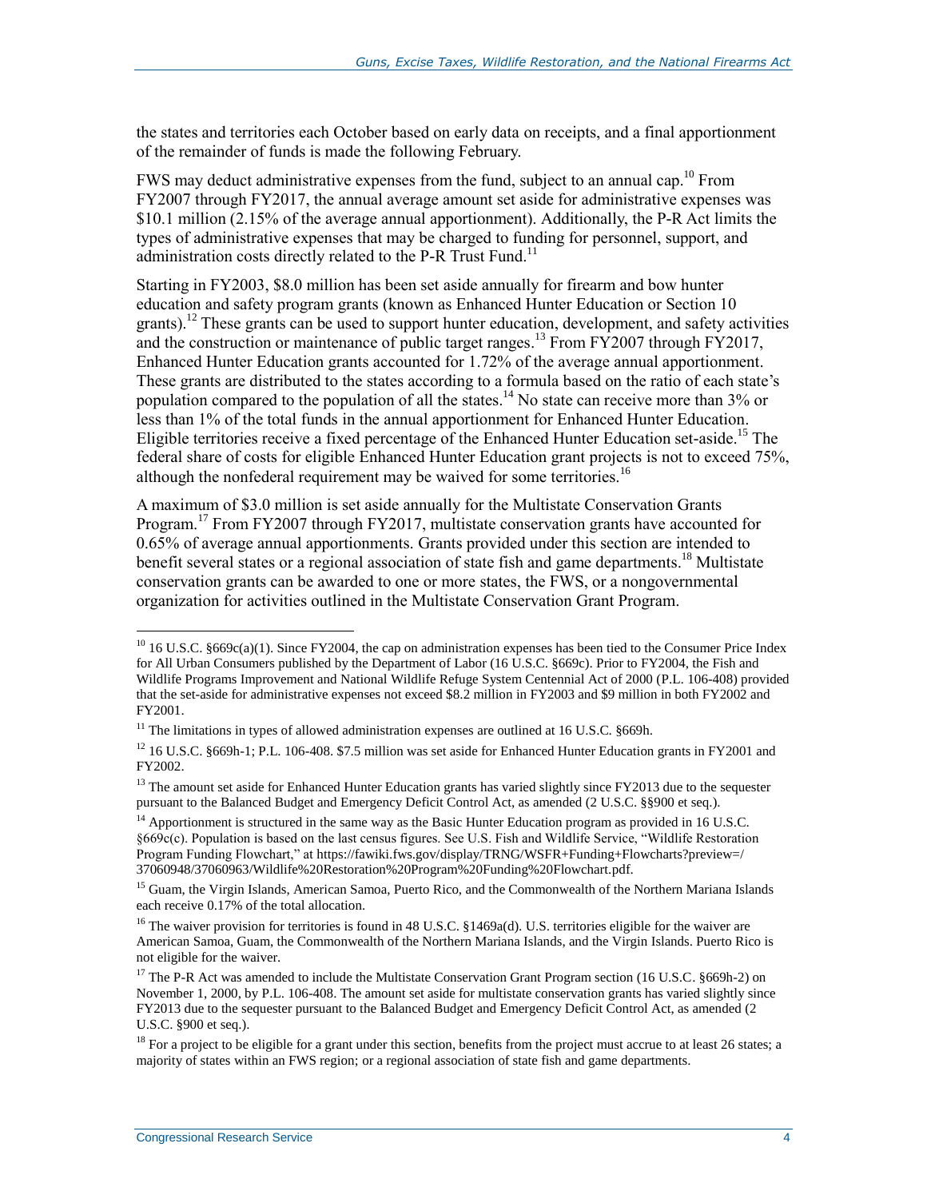the states and territories each October based on early data on receipts, and a final apportionment of the remainder of funds is made the following February.

FWS may deduct administrative expenses from the fund, subject to an annual cap.[10] From FY2007 through FY2017, the annual average amount set aside for administrative expenses was $10.1 million (2.15% of the average annual apportionment). Additionally, the P-R Act limits the types of administrative expenses that may be charged to funding for personnel, support, and administration costs directly related to the P-R Trust Fund.[11]

Starting in FY2003, $8.0 million has been set aside annually for firearm and bow hunter education and safety program grants (known as Enhanced Hunter Education or Section 10 grants).[12] These grants can be used to support hunter education, development, and safety activities and the construction or maintenance of public target ranges.[13] From FY2007 through FY2017, Enhanced Hunter Education grants accounted for 1.72% of the average annual apportionment. These grants are distributed to the states according to a formula based on the ratio of each state's population compared to the population of all the states.[14] No state can receive more than 3% or less than 1% of the total funds in the annual apportionment for Enhanced Hunter Education. Eligible territories receive a fixed percentage of the Enhanced Hunter Education set-aside.[15] The federal share of costs for eligible Enhanced Hunter Education grant projects is not to exceed 75%, although the nonfederal requirement may be waived for some territories.[16]

A maximum of $3.0 million is set aside annually for the Multistate Conservation Grants Program.[17] From FY2007 through FY2017, multistate conservation grants have accounted for 0.65% of average annual apportionments. Grants provided under this section are intended to benefit several states or a regional association of state fish and game departments.[18] Multistate conservation grants can be awarded to one or more states, the FWS, or a nongovernmental organization for activities outlined in the Multistate Conservation Grant Program.

---

[10] 16 U.S.C. §669c(a)(1). Since FY2004, the cap on administration expenses has been tied to the Consumer Price Index for All Urban Consumers published by the Department of Labor (16 U.S.C. §669c). Prior to FY2004, the Fish and Wildlife Programs Improvement and National Wildlife Refuge System Centennial Act of 2000 (P.L. 106-408) provided that the set-aside for administrative expenses not exceed $8.2 million in FY2003 and $9 million in both FY2002 and FY2001.

[11] The limitations in types of allowed administration expenses are outlined at 16 U.S.C. §669h.

[12] 16 U.S.C. §669h-1; P.L. 106-408. $7.5 million was set aside for Enhanced Hunter Education grants in FY2001 and FY2002.

[13] The amount set aside for Enhanced Hunter Education grants has varied slightly since FY2013 due to the sequester pursuant to the Balanced Budget and Emergency Deficit Control Act, as amended (2 U.S.C. §§900 et seq.).

[14] Apportionment is structured in the same way as the Basic Hunter Education program as provided in 16 U.S.C. §669c(c). Population is based on the last census figures. See U.S. Fish and Wildlife Service, "Wildlife Restoration Program Funding Flowchart," at https://fawiki.fws.gov/display/TRNG/WSFR+Funding+Flowcharts?preview=/37060948/37060963/Wildlife%20Restoration%20Program%20Funding%20Flowchart.pdf.

[15] Guam, the Virgin Islands, American Samoa, Puerto Rico, and the Commonwealth of the Northern Mariana Islands each receive 0.17% of the total allocation.

[16] The waiver provision for territories is found in 48 U.S.C. §1469a(d). U.S. territories eligible for the waiver are American Samoa, Guam, the Commonwealth of the Northern Mariana Islands, and the Virgin Islands. Puerto Rico is not eligible for the waiver.

[17] The P-R Act was amended to include the Multistate Conservation Grant Program section (16 U.S.C. §669h-2) on November 1, 2000, by P.L. 106-408. The amount set aside for multistate conservation grants has varied slightly since FY2013 due to the sequester pursuant to the Balanced Budget and Emergency Deficit Control Act, as amended (2 U.S.C. §900 et seq.).

[18] For a project to be eligible for a grant under this section, benefits from the project must accrue to at least 26 states; a majority of states within an FWS region; or a regional association of state fish and game departments.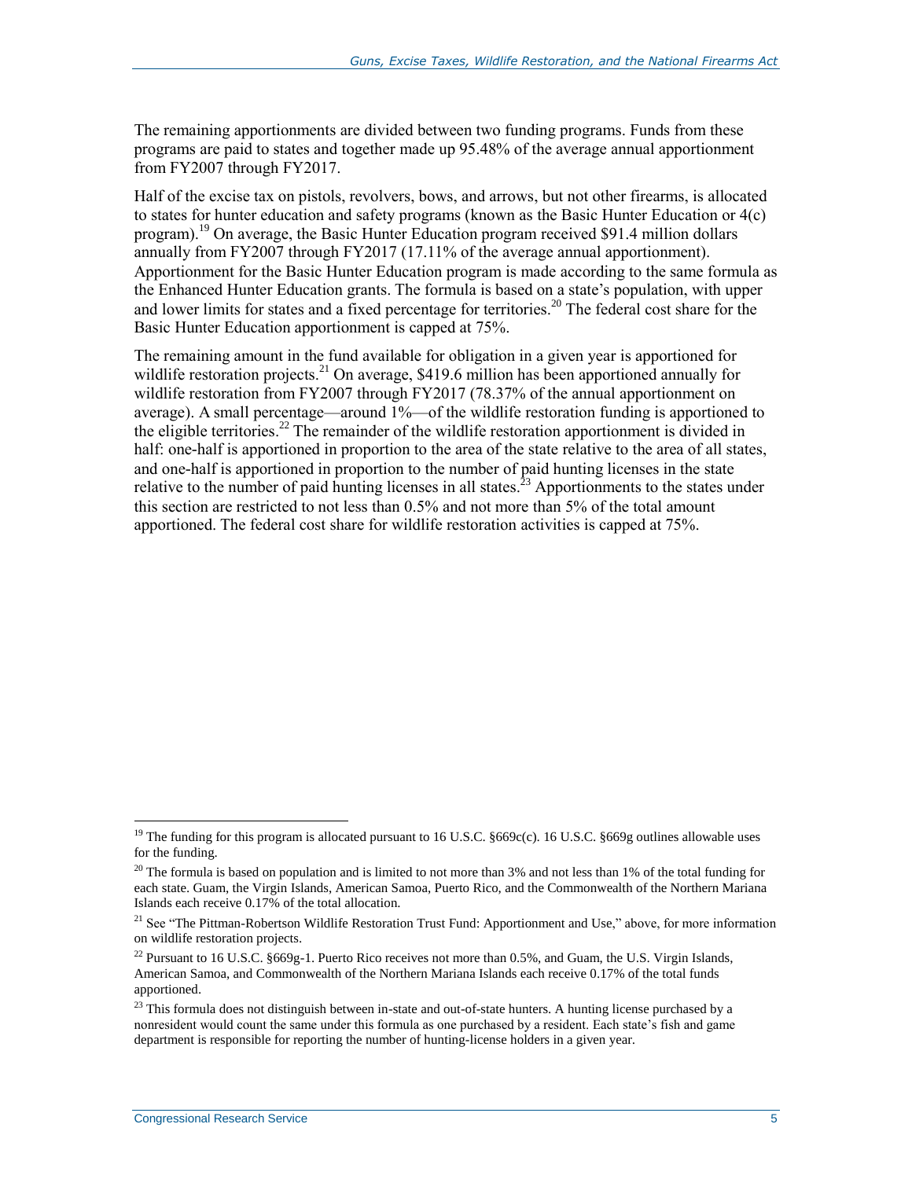The remaining apportionments are divided between two funding programs. Funds from these programs are paid to states and together made up 95.48% of the average annual apportionment from FY2007 through FY2017.

Half of the excise tax on pistols, revolvers, bows, and arrows, but not other firearms, is allocated to states for hunter education and safety programs (known as the Basic Hunter Education or 4(c) program).[19] On average, the Basic Hunter Education program received $91.4 million dollars annually from FY2007 through FY2017 (17.11% of the average annual apportionment). Apportionment for the Basic Hunter Education program is made according to the same formula as the Enhanced Hunter Education grants. The formula is based on a state's population, with upper and lower limits for states and a fixed percentage for territories.[20] The federal cost share for the Basic Hunter Education apportionment is capped at 75%.

The remaining amount in the fund available for obligation in a given year is apportioned for wildlife restoration projects.[21] On average, $419.6 million has been apportioned annually for wildlife restoration from FY2007 through FY2017 (78.37% of the annual apportionment on average). A small percentage—around 1%—of the wildlife restoration funding is apportioned to the eligible territories.[22] The remainder of the wildlife restoration apportionment is divided in half: one-half is apportioned in proportion to the area of the state relative to the area of all states, and one-half is apportioned in proportion to the number of paid hunting licenses in the state relative to the number of paid hunting licenses in all states.[23] Apportionments to the states under this section are restricted to not less than 0.5% and not more than 5% of the total amount apportioned. The federal cost share for wildlife restoration activities is capped at 75%.

---

[19] The funding for this program is allocated pursuant to 16 U.S.C. §669c(c). 16 U.S.C. §669g outlines allowable uses for the funding.

[20] The formula is based on population and is limited to not more than 3% and not less than 1% of the total funding for each state. Guam, the Virgin Islands, American Samoa, Puerto Rico, and the Commonwealth of the Northern Mariana Islands each receive 0.17% of the total allocation.

[21] See "The Pittman-Robertson Wildlife Restoration Trust Fund: Apportionment and Use," above, for more information on wildlife restoration projects.

[22] Pursuant to 16 U.S.C. §669g-1. Puerto Rico receives not more than 0.5%, and Guam, the U.S. Virgin Islands, American Samoa, and Commonwealth of the Northern Mariana Islands each receive 0.17% of the total funds apportioned.

[23] This formula does not distinguish between in-state and out-of-state hunters. A hunting license purchased by a nonresident would count the same under this formula as one purchased by a resident. Each state's fish and game department is responsible for reporting the number of hunting-license holders in a given year.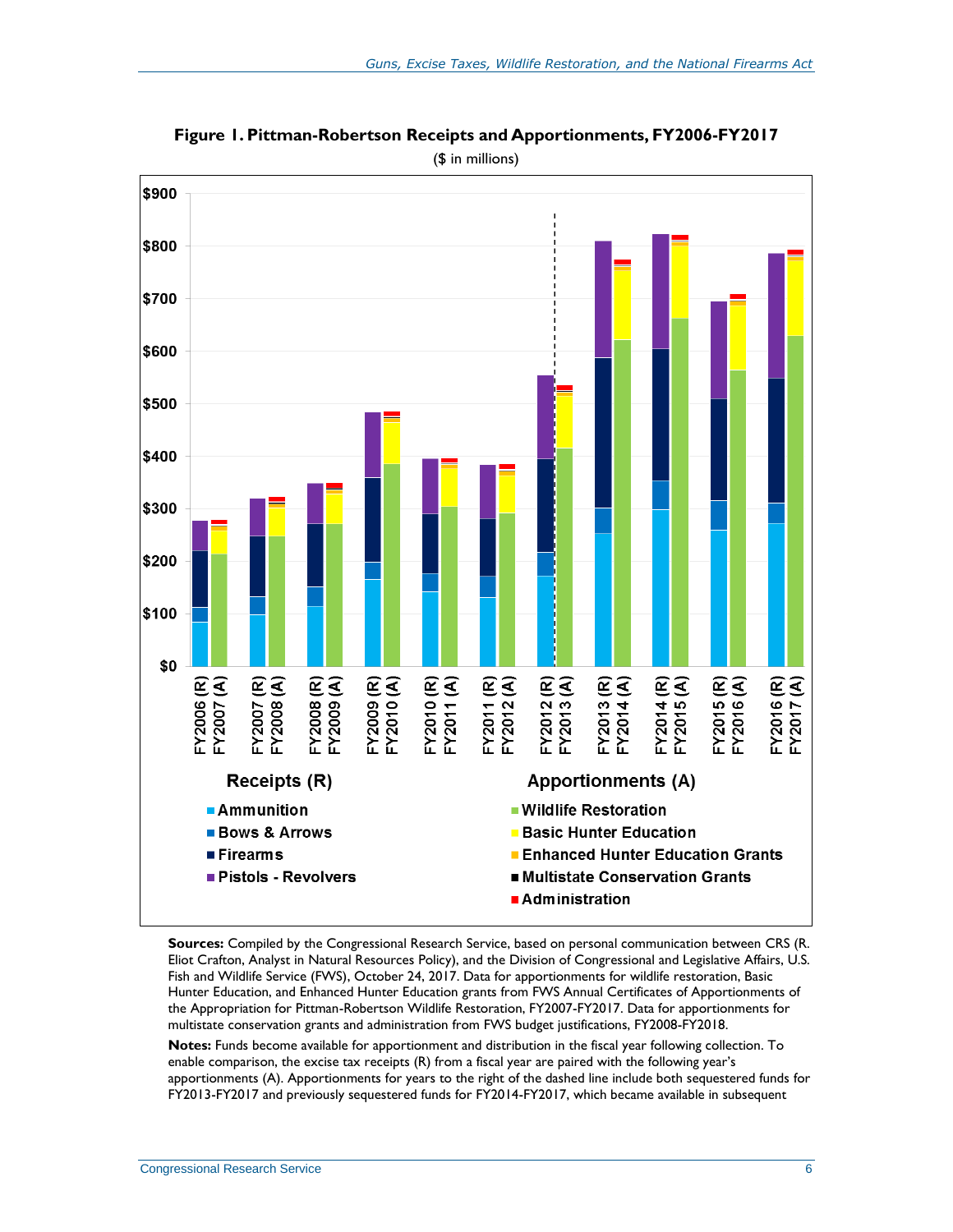**Figure 1. Pittman-Robertson Receipts and Apportionments, FY2006-FY2017**

($ in millions)

**Sources:** Compiled by the Congressional Research Service, based on personal communication between CRS (R. Eliot Crafton, Analyst in Natural Resources Policy), and the Division of Congressional and Legislative Affairs, U.S. Fish and Wildlife Service (FWS), October 24, 2017. Data for apportionments for wildlife restoration, Basic Hunter Education, and Enhanced Hunter Education grants from FWS Annual Certificates of Apportionments of the Appropriation for Pittman-Robertson Wildlife Restoration, FY2007-FY2017. Data for apportionments for multistate conservation grants and administration from FWS budget justifications, FY2008-FY2018.

**Notes:** Funds become available for apportionment and distribution in the fiscal year following collection. To enable comparison, the excise tax receipts (R) from a fiscal year are paired with the following year's apportionments (A). Apportionments for years to the right of the dashed line include both sequestered funds for FY2013-FY2017 and previously sequestered funds for FY2014-FY2017, which became available in subsequent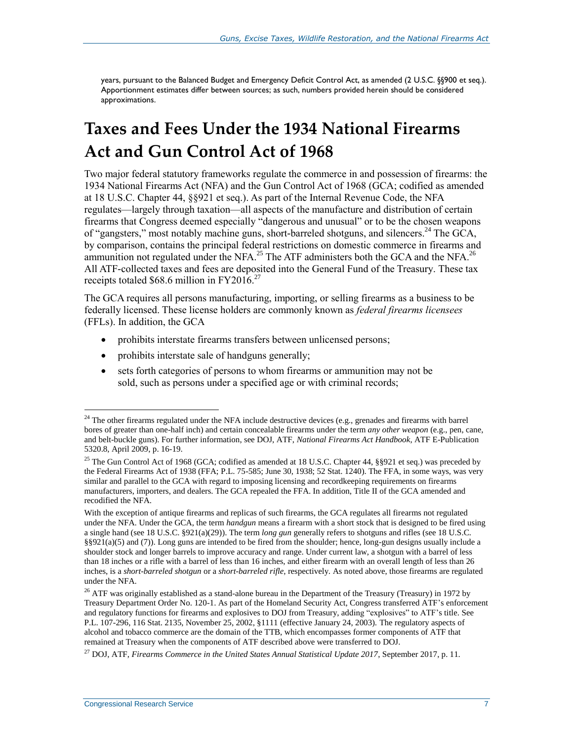years, pursuant to the Balanced Budget and Emergency Deficit Control Act, as amended (2 U.S.C. §§900 et seq.). Apportionment estimates differ between sources; as such, numbers provided herein should be considered approximations.

# Taxes and Fees Under the 1934 National Firearms Act and Gun Control Act of 1968

Two major federal statutory frameworks regulate the commerce in and possession of firearms: the 1934 National Firearms Act (NFA) and the Gun Control Act of 1968 (GCA; codified as amended at 18 U.S.C. Chapter 44, §§921 et seq.). As part of the Internal Revenue Code, the NFA regulates—largely through taxation—all aspects of the manufacture and distribution of certain firearms that Congress deemed especially "dangerous and unusual" or to be the chosen weapons of "gangsters," most notably machine guns, short-barreled shotguns, and silencers.[24] The GCA, by comparison, contains the principal federal restrictions on domestic commerce in firearms and ammunition not regulated under the NFA.[25] The ATF administers both the GCA and the NFA.[26] All ATF-collected taxes and fees are deposited into the General Fund of the Treasury. These tax receipts totaled $68.6 million in FY2016.[27]

The GCA requires all persons manufacturing, importing, or selling firearms as a business to be federally licensed. These license holders are commonly known as *federal firearms licensees* (FFLs). In addition, the GCA

- prohibits interstate firearms transfers between unlicensed persons;
- prohibits interstate sale of handguns generally;
- sets forth categories of persons to whom firearms or ammunition may not be sold, such as persons under a specified age or with criminal records;

---

[24] The other firearms regulated under the NFA include destructive devices (e.g., grenades and firearms with barrel bores of greater than one-half inch) and certain concealable firearms under the term *any other weapon* (e.g., pen, cane, and belt-buckle guns). For further information, see DOJ, ATF, *National Firearms Act Handbook*, ATF E-Publication 5320.8, April 2009, p. 16-19.

[25] The Gun Control Act of 1968 (GCA; codified as amended at 18 U.S.C. Chapter 44, §§921 et seq.) was preceded by the Federal Firearms Act of 1938 (FFA; P.L. 75-585; June 30, 1938; 52 Stat. 1240). The FFA, in some ways, was very similar and parallel to the GCA with regard to imposing licensing and recordkeeping requirements on firearms manufacturers, importers, and dealers. The GCA repealed the FFA. In addition, Title II of the GCA amended and recodified the NFA.

With the exception of antique firearms and replicas of such firearms, the GCA regulates all firearms not regulated under the NFA. Under the GCA, the term *handgun* means a firearm with a short stock that is designed to be fired using a single hand (see 18 U.S.C. §921(a)(29)). The term *long gun* generally refers to shotguns and rifles (see 18 U.S.C. §§921(a)(5) and (7)). Long guns are intended to be fired from the shoulder; hence, long-gun designs usually include a shoulder stock and longer barrels to improve accuracy and range. Under current law, a shotgun with a barrel of less than 18 inches or a rifle with a barrel of less than 16 inches, and either firearm with an overall length of less than 26 inches, is a *short-barreled shotgun* or a *short-barreled rifle*, respectively. As noted above, those firearms are regulated under the NFA.

[26] ATF was originally established as a stand-alone bureau in the Department of the Treasury (Treasury) in 1972 by Treasury Department Order No. 120-1. As part of the Homeland Security Act, Congress transferred ATF's enforcement and regulatory functions for firearms and explosives to DOJ from Treasury, adding "explosives" to ATF's title. See P.L. 107-296, 116 Stat. 2135, November 25, 2002, §1111 (effective January 24, 2003). The regulatory aspects of alcohol and tobacco commerce are the domain of the TTB, which encompasses former components of ATF that remained at Treasury when the components of ATF described above were transferred to DOJ.

[27] DOJ, ATF, *Firearms Commerce in the United States Annual Statistical Update 2017*, September 2017, p. 11.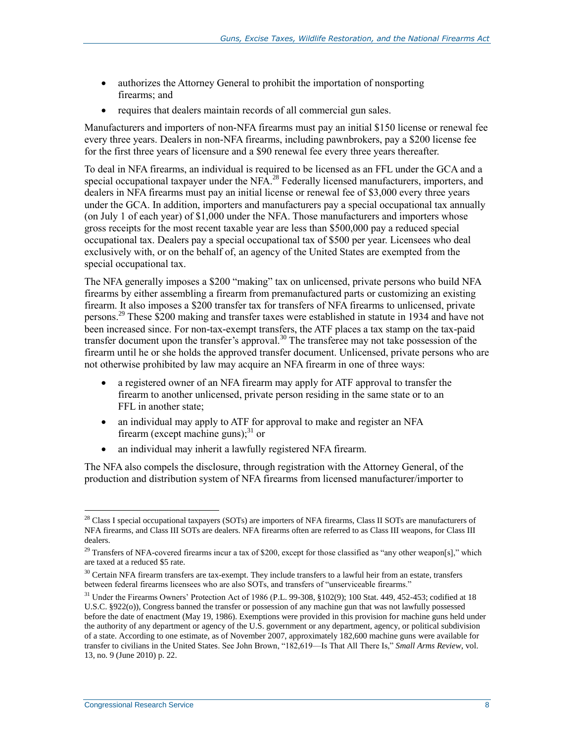- authorizes the Attorney General to prohibit the importation of nonsporting firearms; and
- requires that dealers maintain records of all commercial gun sales.

Manufacturers and importers of non-NFA firearms must pay an initial $150 license or renewal fee every three years. Dealers in non-NFA firearms, including pawnbrokers, pay a $200 license fee for the first three years of licensure and a $90 renewal fee every three years thereafter.

To deal in NFA firearms, an individual is required to be licensed as an FFL under the GCA and a special occupational taxpayer under the NFA.[28] Federally licensed manufacturers, importers, and dealers in NFA firearms must pay an initial license or renewal fee of $3,000 every three years under the GCA. In addition, importers and manufacturers pay a special occupational tax annually (on July 1 of each year) of $1,000 under the NFA. Those manufacturers and importers whose gross receipts for the most recent taxable year are less than $500,000 pay a reduced special occupational tax. Dealers pay a special occupational tax of $500 per year. Licensees who deal exclusively with, or on the behalf of, an agency of the United States are exempted from the special occupational tax.

The NFA generally imposes a $200 "making" tax on unlicensed, private persons who build NFA firearms by either assembling a firearm from premanufactured parts or customizing an existing firearm. It also imposes a $200 transfer tax for transfers of NFA firearms to unlicensed, private persons.[29] These $200 making and transfer taxes were established in statute in 1934 and have not been increased since. For non-tax-exempt transfers, the ATF places a tax stamp on the tax-paid transfer document upon the transfer's approval.[30] The transferee may not take possession of the firearm until he or she holds the approved transfer document. Unlicensed, private persons who are not otherwise prohibited by law may acquire an NFA firearm in one of three ways:

- a registered owner of an NFA firearm may apply for ATF approval to transfer the firearm to another unlicensed, private person residing in the same state or to an FFL in another state;
- an individual may apply to ATF for approval to make and register an NFA firearm (except machine guns);[31] or
- an individual may inherit a lawfully registered NFA firearm.

The NFA also compels the disclosure, through registration with the Attorney General, of the production and distribution system of NFA firearms from licensed manufacturer/importer to

---

[28] Class I special occupational taxpayers (SOTs) are importers of NFA firearms, Class II SOTs are manufacturers of NFA firearms, and Class III SOTs are dealers. NFA firearms often are referred to as Class III weapons, for Class III dealers.

[29] Transfers of NFA-covered firearms incur a tax of $200, except for those classified as "any other weapon[s]," which are taxed at a reduced $5 rate.

[30] Certain NFA firearm transfers are tax-exempt. They include transfers to a lawful heir from an estate, transfers between federal firearms licensees who are also SOTs, and transfers of "unserviceable firearms."

[31] Under the Firearms Owners' Protection Act of 1986 (P.L. 99-308, §102(9); 100 Stat. 449, 452-453; codified at 18 U.S.C. §922(o)), Congress banned the transfer or possession of any machine gun that was not lawfully possessed before the date of enactment (May 19, 1986). Exemptions were provided in this provision for machine guns held under the authority of any department or agency of the U.S. government or any department, agency, or political subdivision of a state. According to one estimate, as of November 2007, approximately 182,600 machine guns were available for transfer to civilians in the United States. See John Brown, "182,619—Is That All There Is," *Small Arms Review*, vol. 13, no. 9 (June 2010) p. 22.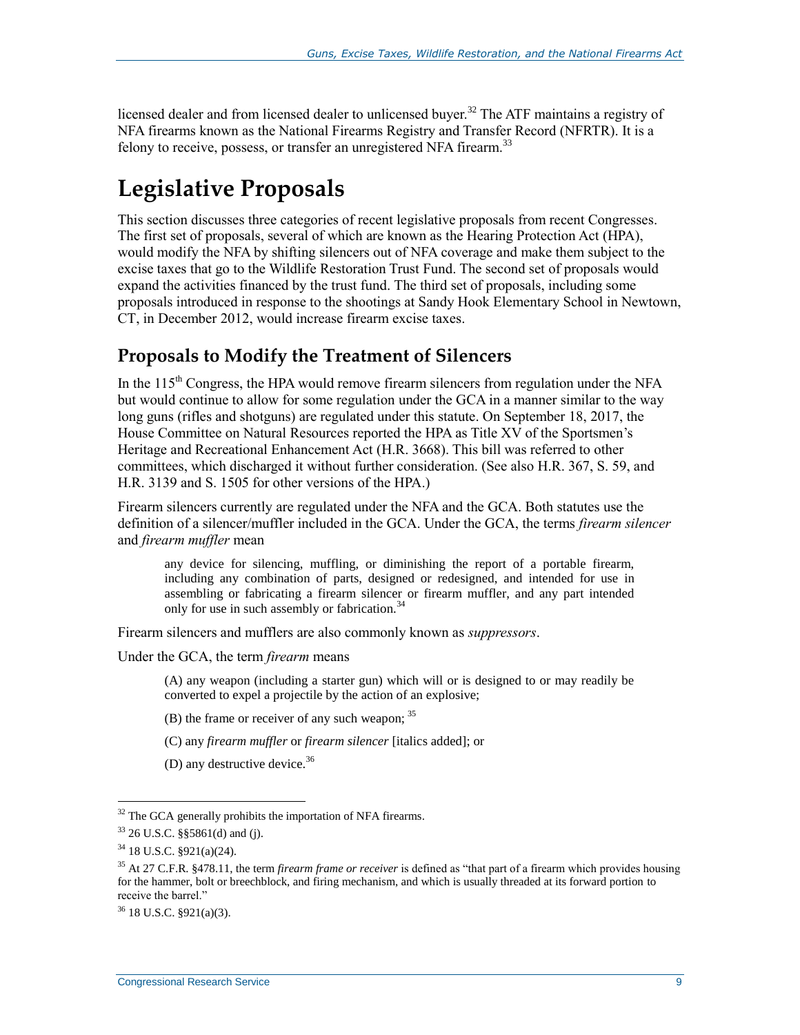licensed dealer and from licensed dealer to unlicensed buyer.[32] The ATF maintains a registry of NFA firearms known as the National Firearms Registry and Transfer Record (NFRTR). It is a felony to receive, possess, or transfer an unregistered NFA firearm.[33]

# Legislative Proposals

This section discusses three categories of recent legislative proposals from recent Congresses. The first set of proposals, several of which are known as the Hearing Protection Act (HPA), would modify the NFA by shifting silencers out of NFA coverage and make them subject to the excise taxes that go to the Wildlife Restoration Trust Fund. The second set of proposals would expand the activities financed by the trust fund. The third set of proposals, including some proposals introduced in response to the shootings at Sandy Hook Elementary School in Newtown, CT, in December 2012, would increase firearm excise taxes.

## Proposals to Modify the Treatment of Silencers

In the 115th Congress, the HPA would remove firearm silencers from regulation under the NFA but would continue to allow for some regulation under the GCA in a manner similar to the way long guns (rifles and shotguns) are regulated under this statute. On September 18, 2017, the House Committee on Natural Resources reported the HPA as Title XV of the Sportsmen's Heritage and Recreational Enhancement Act (H.R. 3668). This bill was referred to other committees, which discharged it without further consideration. (See also H.R. 367, S. 59, and H.R. 3139 and S. 1505 for other versions of the HPA.)

Firearm silencers currently are regulated under the NFA and the GCA. Both statutes use the definition of a silencer/muffler included in the GCA. Under the GCA, the terms *firearm silencer* and *firearm muffler* mean

> any device for silencing, muffling, or diminishing the report of a portable firearm, including any combination of parts, designed or redesigned, and intended for use in assembling or fabricating a firearm silencer or firearm muffler, and any part intended only for use in such assembly or fabrication.[34]

Firearm silencers and mufflers are also commonly known as *suppressors*.

Under the GCA, the term *firearm* means

> (A) any weapon (including a starter gun) which will or is designed to or may readily be converted to expel a projectile by the action of an explosive;
>
> (B) the frame or receiver of any such weapon; [35]
>
> (C) any *firearm muffler* or *firearm silencer* [italics added]; or
>
> (D) any destructive device.[36]

---

[32] The GCA generally prohibits the importation of NFA firearms.

[33] 26 U.S.C. §§5861(d) and (j).

[34] 18 U.S.C. §921(a)(24).

[35] At 27 C.F.R. §478.11, the term *firearm frame or receiver* is defined as "that part of a firearm which provides housing for the hammer, bolt or breechblock, and firing mechanism, and which is usually threaded at its forward portion to receive the barrel."

[36] 18 U.S.C. §921(a)(3).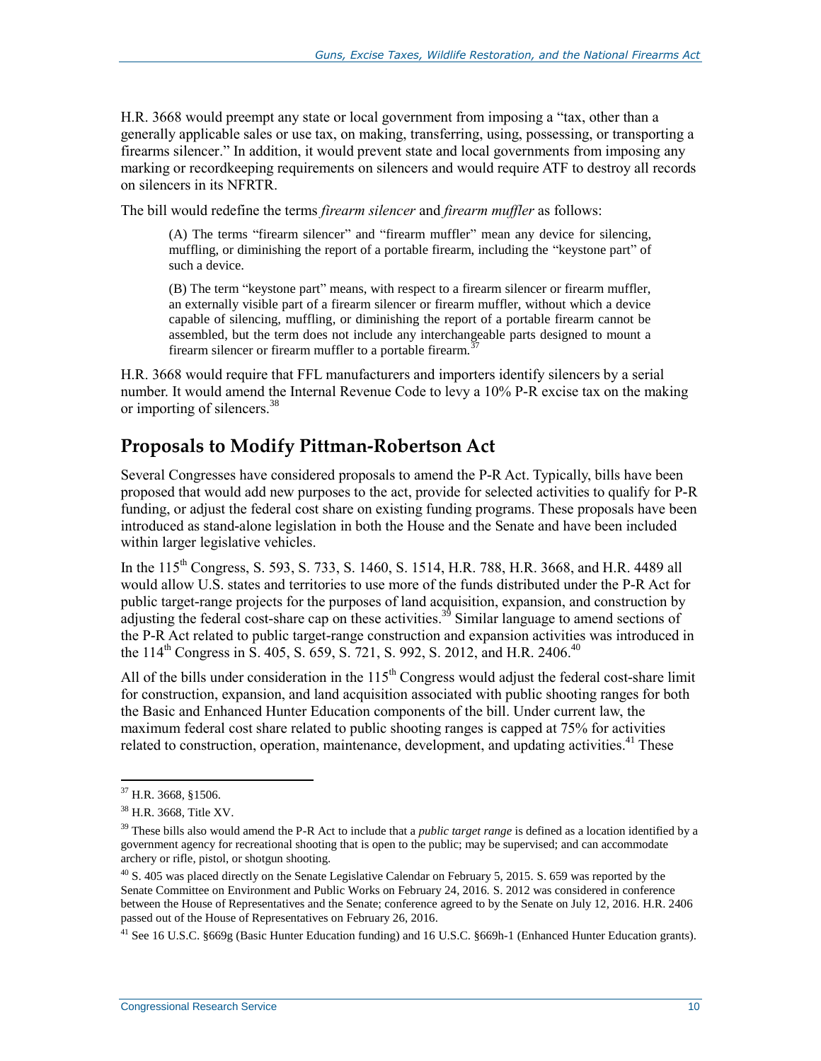H.R. 3668 would preempt any state or local government from imposing a "tax, other than a generally applicable sales or use tax, on making, transferring, using, possessing, or transporting a firearms silencer." In addition, it would prevent state and local governments from imposing any marking or recordkeeping requirements on silencers and would require ATF to destroy all records on silencers in its NFRTR.

The bill would redefine the terms *firearm silencer* and *firearm muffler* as follows:

> (A) The terms "firearm silencer" and "firearm muffler" mean any device for silencing, muffling, or diminishing the report of a portable firearm, including the "keystone part" of such a device.
>
> (B) The term "keystone part" means, with respect to a firearm silencer or firearm muffler, an externally visible part of a firearm silencer or firearm muffler, without which a device capable of silencing, muffling, or diminishing the report of a portable firearm cannot be assembled, but the term does not include any interchangeable parts designed to mount a firearm silencer or firearm muffler to a portable firearm.[37]

H.R. 3668 would require that FFL manufacturers and importers identify silencers by a serial number. It would amend the Internal Revenue Code to levy a 10% P-R excise tax on the making or importing of silencers.[38]

## Proposals to Modify Pittman-Robertson Act

Several Congresses have considered proposals to amend the P-R Act. Typically, bills have been proposed that would add new purposes to the act, provide for selected activities to qualify for P-R funding, or adjust the federal cost share on existing funding programs. These proposals have been introduced as stand-alone legislation in both the House and the Senate and have been included within larger legislative vehicles.

In the 115th Congress, S. 593, S. 733, S. 1460, S. 1514, H.R. 788, H.R. 3668, and H.R. 4489 all would allow U.S. states and territories to use more of the funds distributed under the P-R Act for public target-range projects for the purposes of land acquisition, expansion, and construction by adjusting the federal cost-share cap on these activities.[39] Similar language to amend sections of the P-R Act related to public target-range construction and expansion activities was introduced in the 114th Congress in S. 405, S. 659, S. 721, S. 992, S. 2012, and H.R. 2406.[40]

All of the bills under consideration in the 115th Congress would adjust the federal cost-share limit for construction, expansion, and land acquisition associated with public shooting ranges for both the Basic and Enhanced Hunter Education components of the bill. Under current law, the maximum federal cost share related to public shooting ranges is capped at 75% for activities related to construction, operation, maintenance, development, and updating activities.[41] These

---

[37] H.R. 3668, §1506.

[38] H.R. 3668, Title XV.

[39] These bills also would amend the P-R Act to include that a *public target range* is defined as a location identified by a government agency for recreational shooting that is open to the public; may be supervised; and can accommodate archery or rifle, pistol, or shotgun shooting.

[40] S. 405 was placed directly on the Senate Legislative Calendar on February 5, 2015. S. 659 was reported by the Senate Committee on Environment and Public Works on February 24, 2016. S. 2012 was considered in conference between the House of Representatives and the Senate; conference agreed to by the Senate on July 12, 2016. H.R. 2406 passed out of the House of Representatives on February 26, 2016.

[41] See 16 U.S.C. §669g (Basic Hunter Education funding) and 16 U.S.C. §669h-1 (Enhanced Hunter Education grants).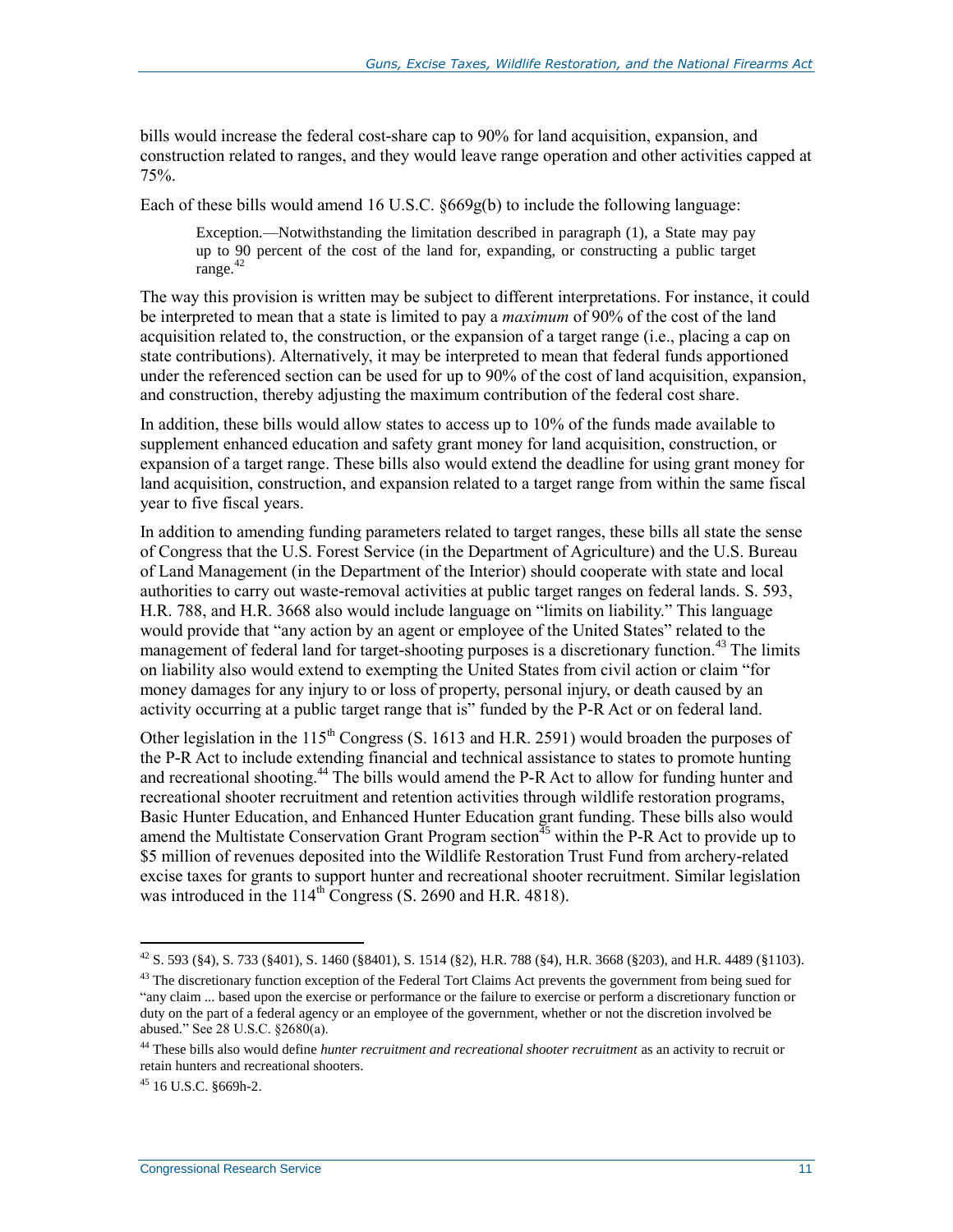bills would increase the federal cost-share cap to 90% for land acquisition, expansion, and construction related to ranges, and they would leave range operation and other activities capped at 75%.

Each of these bills would amend 16 U.S.C. §669g(b) to include the following language:

> Exception.—Notwithstanding the limitation described in paragraph (1), a State may pay up to 90 percent of the cost of the land for, expanding, or constructing a public target range.[42]

The way this provision is written may be subject to different interpretations. For instance, it could be interpreted to mean that a state is limited to pay a *maximum* of 90% of the cost of the land acquisition related to, the construction, or the expansion of a target range (i.e., placing a cap on state contributions). Alternatively, it may be interpreted to mean that federal funds apportioned under the referenced section can be used for up to 90% of the cost of land acquisition, expansion, and construction, thereby adjusting the maximum contribution of the federal cost share.

In addition, these bills would allow states to access up to 10% of the funds made available to supplement enhanced education and safety grant money for land acquisition, construction, or expansion of a target range. These bills also would extend the deadline for using grant money for land acquisition, construction, and expansion related to a target range from within the same fiscal year to five fiscal years.

In addition to amending funding parameters related to target ranges, these bills all state the sense of Congress that the U.S. Forest Service (in the Department of Agriculture) and the U.S. Bureau of Land Management (in the Department of the Interior) should cooperate with state and local authorities to carry out waste-removal activities at public target ranges on federal lands. S. 593, H.R. 788, and H.R. 3668 also would include language on "limits on liability." This language would provide that "any action by an agent or employee of the United States" related to the management of federal land for target-shooting purposes is a discretionary function.[43] The limits on liability also would extend to exempting the United States from civil action or claim "for money damages for any injury to or loss of property, personal injury, or death caused by an activity occurring at a public target range that is" funded by the P-R Act or on federal land.

Other legislation in the 115th Congress (S. 1613 and H.R. 2591) would broaden the purposes of the P-R Act to include extending financial and technical assistance to states to promote hunting and recreational shooting.[44] The bills would amend the P-R Act to allow for funding hunter and recreational shooter recruitment and retention activities through wildlife restoration programs, Basic Hunter Education, and Enhanced Hunter Education grant funding. These bills also would amend the Multistate Conservation Grant Program section[45] within the P-R Act to provide up to $5 million of revenues deposited into the Wildlife Restoration Trust Fund from archery-related excise taxes for grants to support hunter and recreational shooter recruitment. Similar legislation was introduced in the 114th Congress (S. 2690 and H.R. 4818).

---

[42] S. 593 (§4), S. 733 (§401), S. 1460 (§8401), S. 1514 (§2), H.R. 788 (§4), H.R. 3668 (§203), and H.R. 4489 (§1103).

[43] The discretionary function exception of the Federal Tort Claims Act prevents the government from being sued for "any claim ... based upon the exercise or performance or the failure to exercise or perform a discretionary function or duty on the part of a federal agency or an employee of the government, whether or not the discretion involved be abused." See 28 U.S.C. §2680(a).

[44] These bills also would define *hunter recruitment and recreational shooter recruitment* as an activity to recruit or retain hunters and recreational shooters.

[45] 16 U.S.C. §669h-2.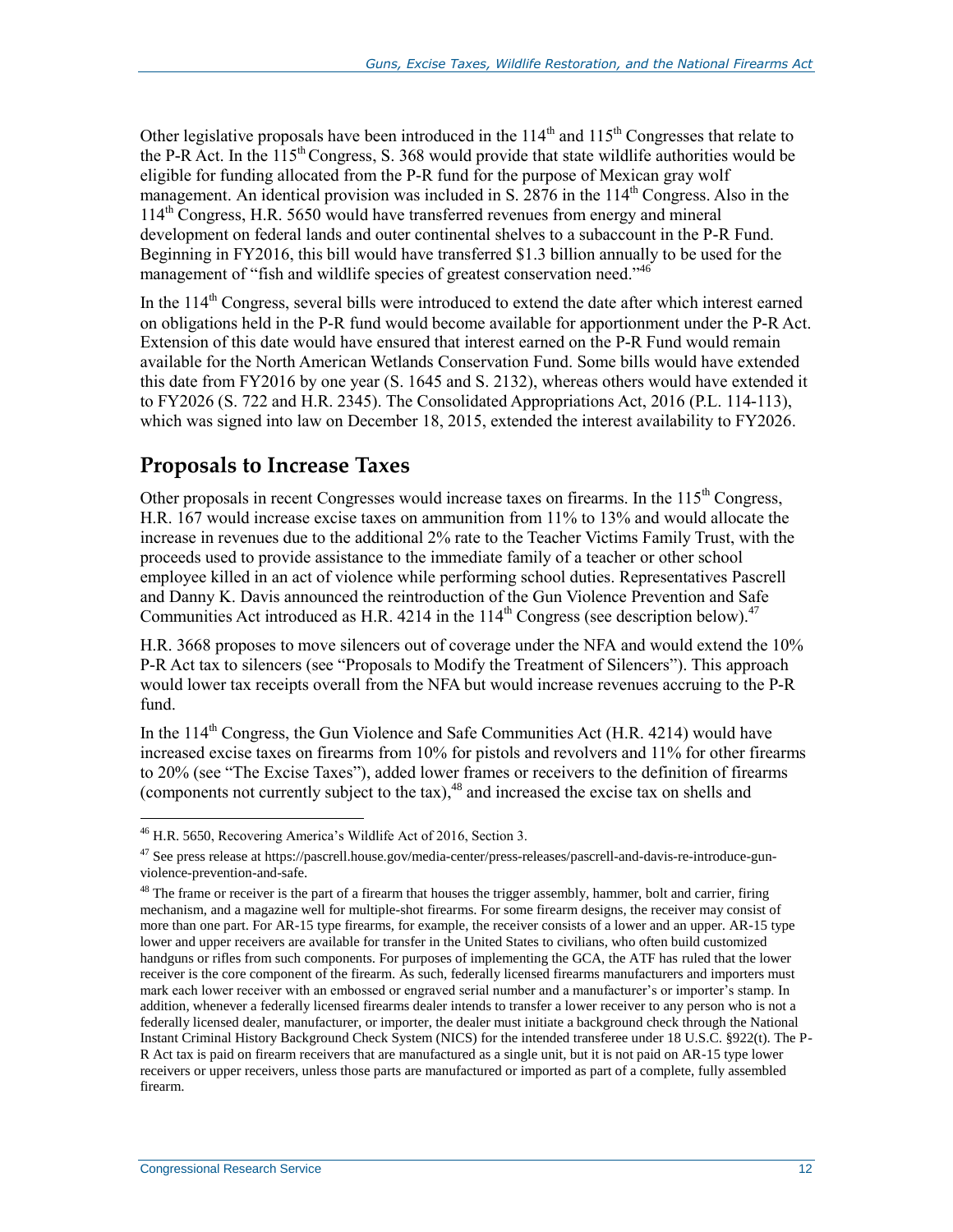Other legislative proposals have been introduced in the 114th and 115th Congresses that relate to the P-R Act. In the 115th Congress, S. 368 would provide that state wildlife authorities would be eligible for funding allocated from the P-R fund for the purpose of Mexican gray wolf management. An identical provision was included in S. 2876 in the 114th Congress. Also in the 114th Congress, H.R. 5650 would have transferred revenues from energy and mineral development on federal lands and outer continental shelves to a subaccount in the P-R Fund. Beginning in FY2016, this bill would have transferred $1.3 billion annually to be used for the management of "fish and wildlife species of greatest conservation need."[46]

In the 114th Congress, several bills were introduced to extend the date after which interest earned on obligations held in the P-R fund would become available for apportionment under the P-R Act. Extension of this date would have ensured that interest earned on the P-R Fund would remain available for the North American Wetlands Conservation Fund. Some bills would have extended this date from FY2016 by one year (S. 1645 and S. 2132), whereas others would have extended it to FY2026 (S. 722 and H.R. 2345). The Consolidated Appropriations Act, 2016 (P.L. 114-113), which was signed into law on December 18, 2015, extended the interest availability to FY2026.

## Proposals to Increase Taxes

Other proposals in recent Congresses would increase taxes on firearms. In the 115th Congress, H.R. 167 would increase excise taxes on ammunition from 11% to 13% and would allocate the increase in revenues due to the additional 2% rate to the Teacher Victims Family Trust, with the proceeds used to provide assistance to the immediate family of a teacher or other school employee killed in an act of violence while performing school duties. Representatives Pascrell and Danny K. Davis announced the reintroduction of the Gun Violence Prevention and Safe Communities Act introduced as H.R. 4214 in the 114th Congress (see description below).[47]

H.R. 3668 proposes to move silencers out of coverage under the NFA and would extend the 10% P-R Act tax to silencers (see "Proposals to Modify the Treatment of Silencers"). This approach would lower tax receipts overall from the NFA but would increase revenues accruing to the P-R fund.

In the 114th Congress, the Gun Violence and Safe Communities Act (H.R. 4214) would have increased excise taxes on firearms from 10% for pistols and revolvers and 11% for other firearms to 20% (see "The Excise Taxes"), added lower frames or receivers to the definition of firearms (components not currently subject to the tax),[48] and increased the excise tax on shells and

---

[46] H.R. 5650, Recovering America's Wildlife Act of 2016, Section 3.

[47] See press release at https://pascrell.house.gov/media-center/press-releases/pascrell-and-davis-re-introduce-gun-violence-prevention-and-safe.

[48] The frame or receiver is the part of a firearm that houses the trigger assembly, hammer, bolt and carrier, firing mechanism, and a magazine well for multiple-shot firearms. For some firearm designs, the receiver may consist of more than one part. For AR-15 type firearms, for example, the receiver consists of a lower and an upper. AR-15 type lower and upper receivers are available for transfer in the United States to civilians, who often build customized handguns or rifles from such components. For purposes of implementing the GCA, the ATF has ruled that the lower receiver is the core component of the firearm. As such, federally licensed firearms manufacturers and importers must mark each lower receiver with an embossed or engraved serial number and a manufacturer's or importer's stamp. In addition, whenever a federally licensed firearms dealer intends to transfer a lower receiver to any person who is not a federally licensed dealer, manufacturer, or importer, the dealer must initiate a background check through the National Instant Criminal History Background Check System (NICS) for the intended transferee under 18 U.S.C. §922(t). The P-R Act tax is paid on firearm receivers that are manufactured as a single unit, but it is not paid on AR-15 type lower receivers or upper receivers, unless those parts are manufactured or imported as part of a complete, fully assembled firearm.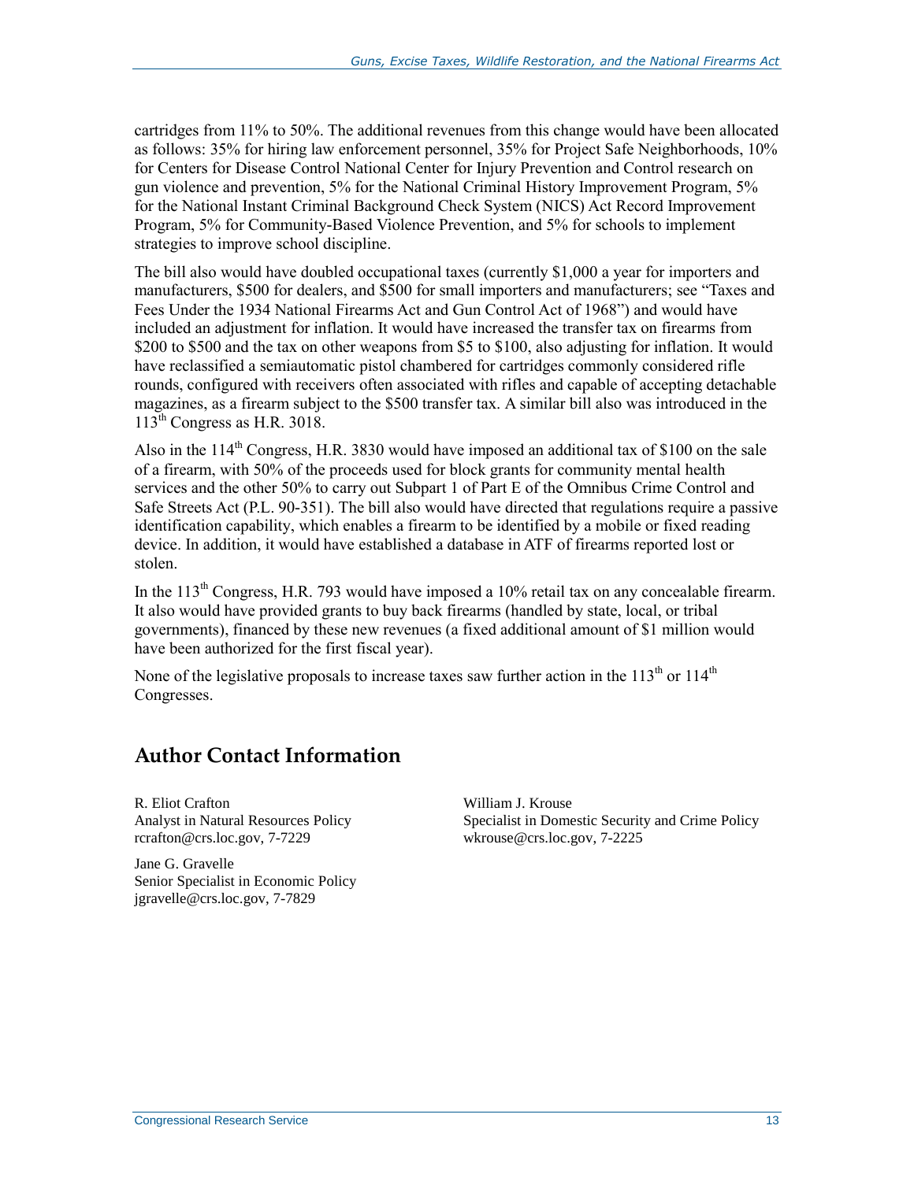cartridges from 11% to 50%. The additional revenues from this change would have been allocated as follows: 35% for hiring law enforcement personnel, 35% for Project Safe Neighborhoods, 10% for Centers for Disease Control National Center for Injury Prevention and Control research on gun violence and prevention, 5% for the National Criminal History Improvement Program, 5% for the National Instant Criminal Background Check System (NICS) Act Record Improvement Program, 5% for Community-Based Violence Prevention, and 5% for schools to implement strategies to improve school discipline.

The bill also would have doubled occupational taxes (currently $1,000 a year for importers and manufacturers, $500 for dealers, and $500 for small importers and manufacturers; see "Taxes and Fees Under the 1934 National Firearms Act and Gun Control Act of 1968") and would have included an adjustment for inflation. It would have increased the transfer tax on firearms from $200 to $500 and the tax on other weapons from $5 to $100, also adjusting for inflation. It would have reclassified a semiautomatic pistol chambered for cartridges commonly considered rifle rounds, configured with receivers often associated with rifles and capable of accepting detachable magazines, as a firearm subject to the $500 transfer tax. A similar bill also was introduced in the 113th Congress as H.R. 3018.

Also in the 114th Congress, H.R. 3830 would have imposed an additional tax of $100 on the sale of a firearm, with 50% of the proceeds used for block grants for community mental health services and the other 50% to carry out Subpart 1 of Part E of the Omnibus Crime Control and Safe Streets Act (P.L. 90-351). The bill also would have directed that regulations require a passive identification capability, which enables a firearm to be identified by a mobile or fixed reading device. In addition, it would have established a database in ATF of firearms reported lost or stolen.

In the 113th Congress, H.R. 793 would have imposed a 10% retail tax on any concealable firearm. It also would have provided grants to buy back firearms (handled by state, local, or tribal governments), financed by these new revenues (a fixed additional amount of $1 million would have been authorized for the first fiscal year).

None of the legislative proposals to increase taxes saw further action in the 113th or 114th Congresses.

## Author Contact Information

R. Eliot Crafton
Analyst in Natural Resources Policy
rcrafton@crs.loc.gov, 7-7229

William J. Krouse
Specialist in Domestic Security and Crime Policy
wkrouse@crs.loc.gov, 7-2225

Jane G. Gravelle
Senior Specialist in Economic Policy
jgravelle@crs.loc.gov, 7-7829